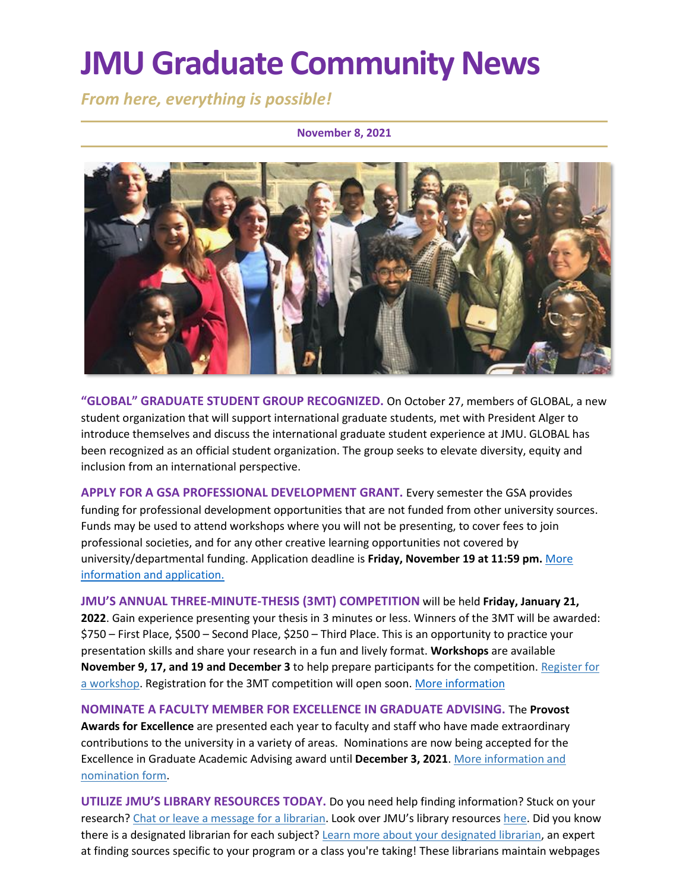# JMU Graduate Community News

*From here, everything is possible!*

**November 8, 2021**

**"GLOBAL" GRADUATE STUDENT GROUP RECOGNIZED.** On October 27, members of GLOBAL, a new student organization that will support international graduate students, met with President Alger to introduce themselves and discuss the international graduate student experience at JMU. GLOBAL has been recognized as an official student organization. The group seeks to elevate diversity, equity and inclusion from an international perspective.

**APPLY FOR A GSA PROFESSIONAL DEVELOPMENT GRANT.** Every semester the GSA provides funding for professional development opportunities that are not funded from other university sources. Funds may be used to attend workshops where you will not be presenting, to cover fees to join professional societies, and for any other creative learning opportunities not covered by university/departmental funding. Application deadline is **Friday, November 19 at 11:59 pm.** More information and application.

**JMU'S ANNUAL THREE-MINUTE-THESIS (3MT) COMPETITION** will be held **Friday, January 21, 2022**. Gain experience presenting your thesis in 3 minutes or less. Winners of the 3MT will be awarded: $750 – First Place, $500 – Second Place, $250 – Third Place. This is an opportunity to practice your presentation skills and share your research in a fun and lively format. **Workshops** are available **November 9, 17, and 19 and December 3** to help prepare participants for the competition. Register for a workshop. Registration for the 3MT competition will open soon. More information

**NOMINATE A FACULTY MEMBER FOR EXCELLENCE IN GRADUATE ADVISING.** The **Provost Awards for Excellence** are presented each year to faculty and staff who have made extraordinary contributions to the university in a variety of areas. Nominations are now being accepted for the Excellence in Graduate Academic Advising award until **December 3, 2021**. More information and nomination form.

**UTILIZE JMU'S LIBRARY RESOURCES TODAY.** Do you need help finding information? Stuck on your research? Chat or leave a message for a librarian. Look over JMU's library resources here. Did you know there is a designated librarian for each subject? Learn more about your designated librarian, an expert at finding sources specific to your program or a class you're taking! These librarians maintain webpages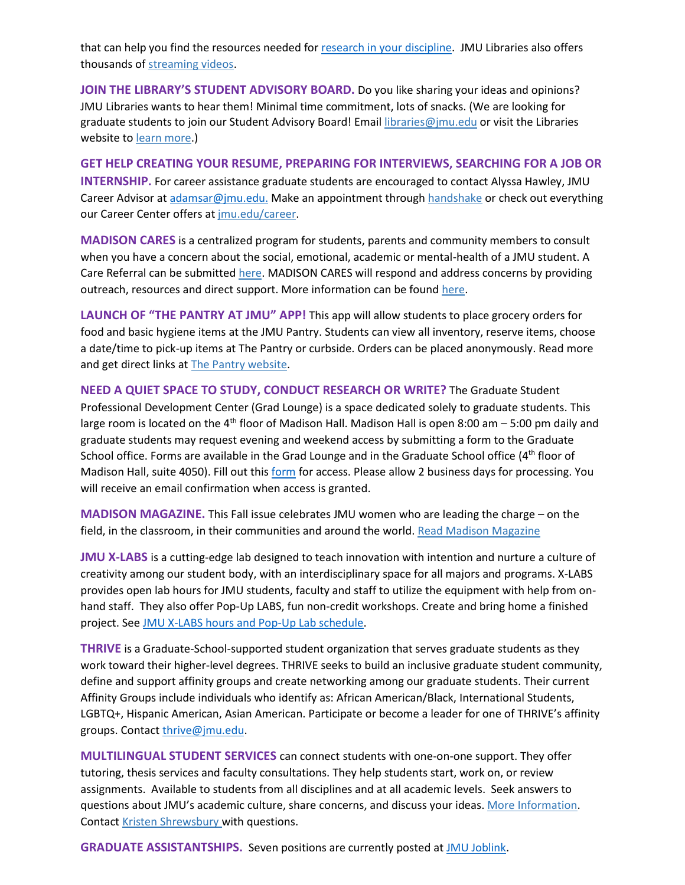that can help you find the resources needed for research in your discipline. JMU Libraries also offers thousands of streaming videos.

**JOIN THE LIBRARY'S STUDENT ADVISORY BOARD.** Do you like sharing your ideas and opinions? JMU Libraries wants to hear them! Minimal time commitment, lots of snacks. (We are looking for graduate students to join our Student Advisory Board! Email libraries@jmu.edu or visit the Libraries website to learn more.)

**GET HELP CREATING YOUR RESUME, PREPARING FOR INTERVIEWS, SEARCHING FOR A JOB OR INTERNSHIP.** For career assistance graduate students are encouraged to contact Alyssa Hawley, JMU Career Advisor at adamsar@jmu.edu. Make an appointment through handshake or check out everything our Career Center offers at jmu.edu/career.

**MADISON CARES** is a centralized program for students, parents and community members to consult when you have a concern about the social, emotional, academic or mental-health of a JMU student. A Care Referral can be submitted here. MADISON CARES will respond and address concerns by providing outreach, resources and direct support. More information can be found here.

**LAUNCH OF "THE PANTRY AT JMU" APP!** This app will allow students to place grocery orders for food and basic hygiene items at the JMU Pantry. Students can view all inventory, reserve items, choose a date/time to pick-up items at The Pantry or curbside. Orders can be placed anonymously. Read more and get direct links at The Pantry website.

**NEED A QUIET SPACE TO STUDY, CONDUCT RESEARCH OR WRITE?** The Graduate Student Professional Development Center (Grad Lounge) is a space dedicated solely to graduate students. This large room is located on the 4th floor of Madison Hall. Madison Hall is open 8:00 am – 5:00 pm daily and graduate students may request evening and weekend access by submitting a form to the Graduate School office. Forms are available in the Grad Lounge and in the Graduate School office (4th floor of Madison Hall, suite 4050). Fill out this form for access. Please allow 2 business days for processing. You will receive an email confirmation when access is granted.

**MADISON MAGAZINE.** This Fall issue celebrates JMU women who are leading the charge – on the field, in the classroom, in their communities and around the world. Read Madison Magazine

**JMU X-LABS** is a cutting-edge lab designed to teach innovation with intention and nurture a culture of creativity among our student body, with an interdisciplinary space for all majors and programs. X-LABS provides open lab hours for JMU students, faculty and staff to utilize the equipment with help from on-hand staff. They also offer Pop-Up LABS, fun non-credit workshops. Create and bring home a finished project. See JMU X-LABS hours and Pop-Up Lab schedule.

**THRIVE** is a Graduate-School-supported student organization that serves graduate students as they work toward their higher-level degrees. THRIVE seeks to build an inclusive graduate student community, define and support affinity groups and create networking among our graduate students. Their current Affinity Groups include individuals who identify as: African American/Black, International Students, LGBTQ+, Hispanic American, Asian American. Participate or become a leader for one of THRIVE's affinity groups. Contact thrive@jmu.edu.

**MULTILINGUAL STUDENT SERVICES** can connect students with one-on-one support. They offer tutoring, thesis services and faculty consultations. They help students start, work on, or review assignments. Available to students from all disciplines and at all academic levels. Seek answers to questions about JMU's academic culture, share concerns, and discuss your ideas. More Information. Contact Kristen Shrewsbury with questions.

**GRADUATE ASSISTANTSHIPS.** Seven positions are currently posted at JMU Joblink.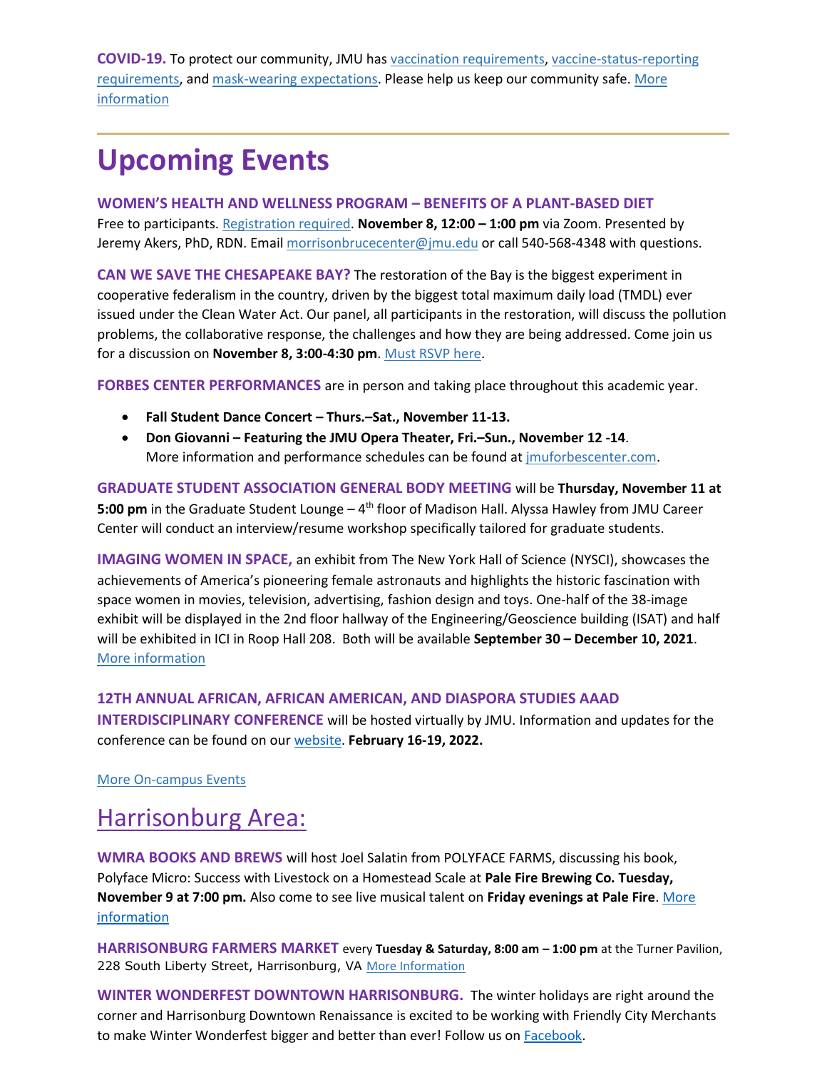**COVID-19.** To protect our community, JMU has vaccination requirements, vaccine-status-reporting requirements, and mask-wearing expectations. Please help us keep our community safe. More information

---

# Upcoming Events

**WOMEN'S HEALTH AND WELLNESS PROGRAM – BENEFITS OF A PLANT-BASED DIET**
Free to participants. Registration required. **November 8, 12:00 – 1:00 pm** via Zoom. Presented by Jeremy Akers, PhD, RDN. Email morrisonbrucecenter@jmu.edu or call 540-568-4348 with questions.

**CAN WE SAVE THE CHESAPEAKE BAY?** The restoration of the Bay is the biggest experiment in cooperative federalism in the country, driven by the biggest total maximum daily load (TMDL) ever issued under the Clean Water Act. Our panel, all participants in the restoration, will discuss the pollution problems, the collaborative response, the challenges and how they are being addressed. Come join us for a discussion on **November 8, 3:00-4:30 pm**. Must RSVP here.

**FORBES CENTER PERFORMANCES** are in person and taking place throughout this academic year.

- **Fall Student Dance Concert – Thurs.–Sat., November 11-13.**
- **Don Giovanni – Featuring the JMU Opera Theater, Fri.–Sun., November 12 -14**.
  More information and performance schedules can be found at jmuforbescenter.com.

**GRADUATE STUDENT ASSOCIATION GENERAL BODY MEETING** will be **Thursday, November 11 at 5:00 pm** in the Graduate Student Lounge – 4th floor of Madison Hall. Alyssa Hawley from JMU Career Center will conduct an interview/resume workshop specifically tailored for graduate students.

**IMAGING WOMEN IN SPACE,** an exhibit from The New York Hall of Science (NYSCI), showcases the achievements of America's pioneering female astronauts and highlights the historic fascination with space women in movies, television, advertising, fashion design and toys. One-half of the 38-image exhibit will be displayed in the 2nd floor hallway of the Engineering/Geoscience building (ISAT) and half will be exhibited in ICI in Roop Hall 208. Both will be available **September 30 – December 10, 2021**. More information

**12TH ANNUAL AFRICAN, AFRICAN AMERICAN, AND DIASPORA STUDIES AAAD INTERDISCIPLINARY CONFERENCE** will be hosted virtually by JMU. Information and updates for the conference can be found on our website. **February 16-19, 2022.**

More On-campus Events

## Harrisonburg Area:

**WMRA BOOKS AND BREWS** will host Joel Salatin from POLYFACE FARMS, discussing his book, Polyface Micro: Success with Livestock on a Homestead Scale at **Pale Fire Brewing Co. Tuesday, November 9 at 7:00 pm.** Also come to see live musical talent on **Friday evenings at Pale Fire**. More information

**HARRISONBURG FARMERS MARKET** every **Tuesday & Saturday, 8:00 am – 1:00 pm** at the Turner Pavilion, 228 South Liberty Street, Harrisonburg, VA More Information

**WINTER WONDERFEST DOWNTOWN HARRISONBURG.** The winter holidays are right around the corner and Harrisonburg Downtown Renaissance is excited to be working with Friendly City Merchants to make Winter Wonderfest bigger and better than ever! Follow us on Facebook.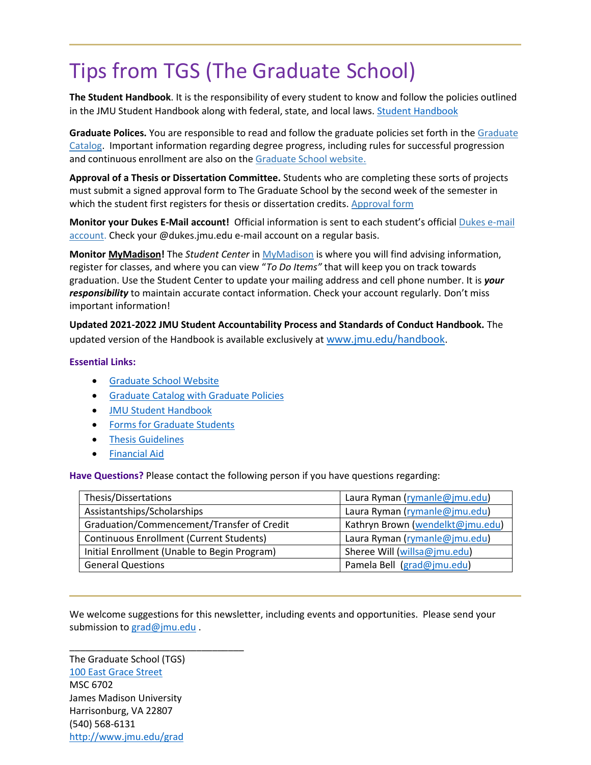# Tips from TGS (The Graduate School)

**The Student Handbook**. It is the responsibility of every student to know and follow the policies outlined in the JMU Student Handbook along with federal, state, and local laws. Student Handbook

**Graduate Polices.** You are responsible to read and follow the graduate policies set forth in the Graduate Catalog. Important information regarding degree progress, including rules for successful progression and continuous enrollment are also on the Graduate School website.

**Approval of a Thesis or Dissertation Committee.** Students who are completing these sorts of projects must submit a signed approval form to The Graduate School by the second week of the semester in which the student first registers for thesis or dissertation credits. Approval form

**Monitor your Dukes E-Mail account!** Official information is sent to each student's official Dukes e-mail account. Check your @dukes.jmu.edu e-mail account on a regular basis.

**Monitor MyMadison!** The *Student Center* in MyMadison is where you will find advising information, register for classes, and where you can view "*To Do Items"* that will keep you on track towards graduation. Use the Student Center to update your mailing address and cell phone number. It is ***your responsibility*** to maintain accurate contact information. Check your account regularly. Don't miss important information!

**Updated 2021-2022 JMU Student Accountability Process and Standards of Conduct Handbook.** The updated version of the Handbook is available exclusively at www.jmu.edu/handbook.

**Essential Links:**

- Graduate School Website
- Graduate Catalog with Graduate Policies
- JMU Student Handbook
- Forms for Graduate Students
- Thesis Guidelines
- Financial Aid

**Have Questions?** Please contact the following person if you have questions regarding:

| | |
|---|---|
| Thesis/Dissertations | Laura Ryman (rymanle@jmu.edu) |
| Assistantships/Scholarships | Laura Ryman (rymanle@jmu.edu) |
| Graduation/Commencement/Transfer of Credit | Kathryn Brown (wendelkt@jmu.edu) |
| Continuous Enrollment (Current Students) | Laura Ryman (rymanle@jmu.edu) |
| Initial Enrollment (Unable to Begin Program) | Sheree Will (willsa@jmu.edu) |
| General Questions | Pamela Bell (grad@jmu.edu) |

We welcome suggestions for this newsletter, including events and opportunities. Please send your submission to grad@jmu.edu .

________________________________

The Graduate School (TGS)
100 East Grace Street
MSC 6702
James Madison University
Harrisonburg, VA 22807
(540) 568-6131
http://www.jmu.edu/grad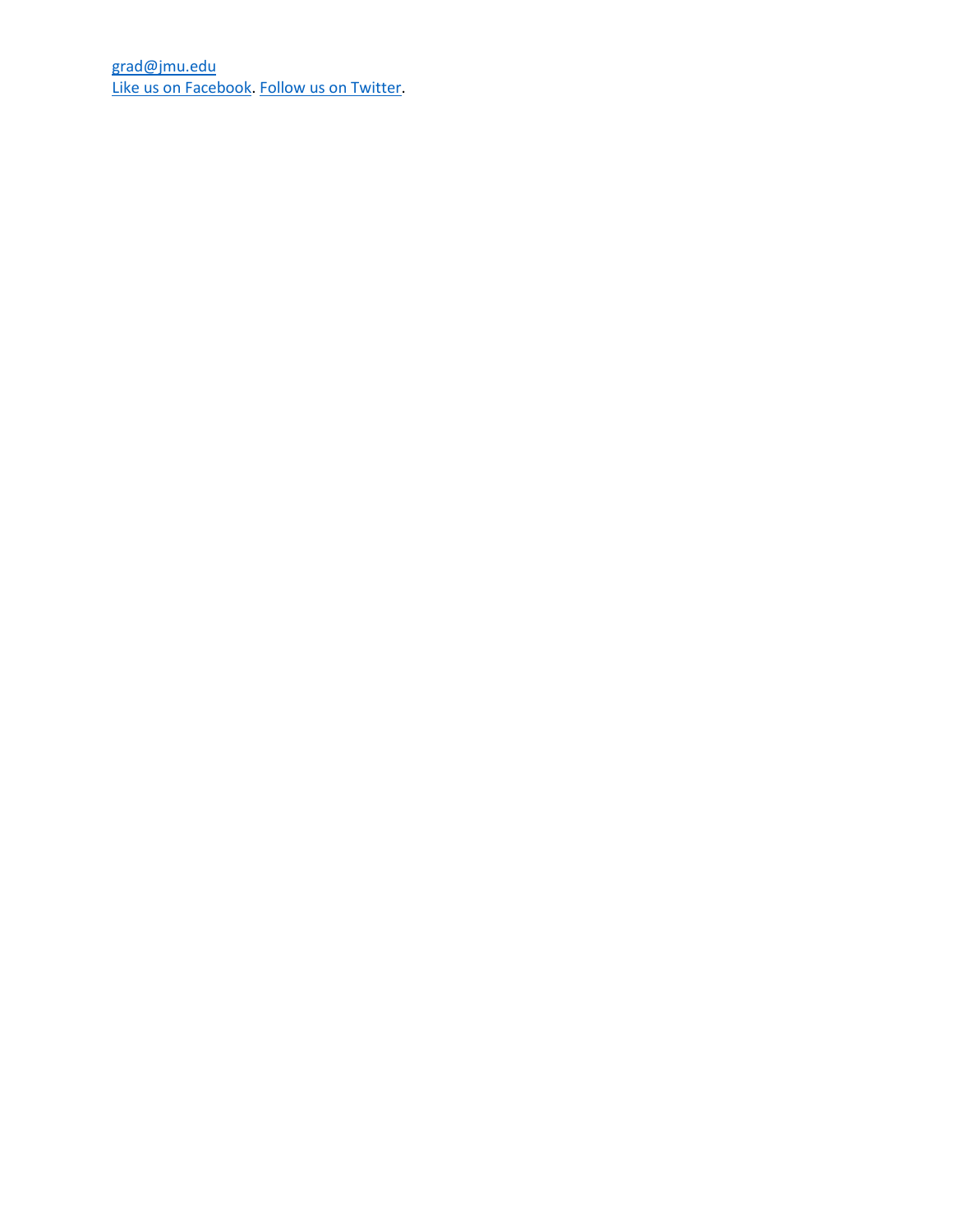grad@jmu.edu
Like us on Facebook. Follow us on Twitter.